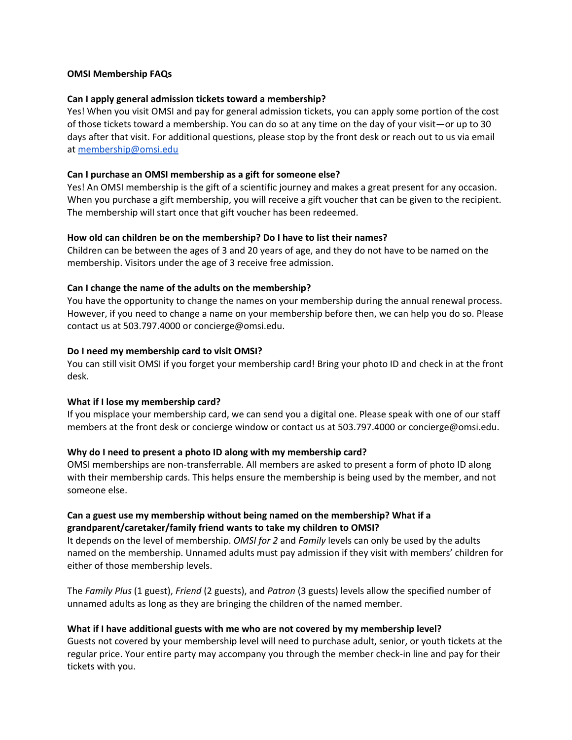**OMSI Membership FAQs**

**Can I apply general admission tickets toward a membership?**

Yes! When you visit OMSI and pay for general admission tickets, you can apply some portion of the cost of those tickets toward a membership. You can do so at any time on the day of your visit—or up to 30 days after that visit. For additional questions, please stop by the front desk or reach out to us via email at membership@omsi.edu

**Can I purchase an OMSI membership as a gift for someone else?**

Yes! An OMSI membership is the gift of a scientific journey and makes a great present for any occasion. When you purchase a gift membership, you will receive a gift voucher that can be given to the recipient. The membership will start once that gift voucher has been redeemed.

**How old can children be on the membership? Do I have to list their names?**

Children can be between the ages of 3 and 20 years of age, and they do not have to be named on the membership. Visitors under the age of 3 receive free admission.

**Can I change the name of the adults on the membership?**

You have the opportunity to change the names on your membership during the annual renewal process. However, if you need to change a name on your membership before then, we can help you do so. Please contact us at 503.797.4000 or concierge@omsi.edu.

**Do I need my membership card to visit OMSI?**

You can still visit OMSI if you forget your membership card! Bring your photo ID and check in at the front desk.

**What if I lose my membership card?**

If you misplace your membership card, we can send you a digital one. Please speak with one of our staff members at the front desk or concierge window or contact us at 503.797.4000 or concierge@omsi.edu.

**Why do I need to present a photo ID along with my membership card?**

OMSI memberships are non-transferrable. All members are asked to present a form of photo ID along with their membership cards. This helps ensure the membership is being used by the member, and not someone else.

**Can a guest use my membership without being named on the membership? What if a grandparent/caretaker/family friend wants to take my children to OMSI?**

It depends on the level of membership. *OMSI for 2* and *Family* levels can only be used by the adults named on the membership. Unnamed adults must pay admission if they visit with members' children for either of those membership levels.

The *Family Plus* (1 guest), *Friend* (2 guests), and *Patron* (3 guests) levels allow the specified number of unnamed adults as long as they are bringing the children of the named member.

**What if I have additional guests with me who are not covered by my membership level?**

Guests not covered by your membership level will need to purchase adult, senior, or youth tickets at the regular price. Your entire party may accompany you through the member check-in line and pay for their tickets with you.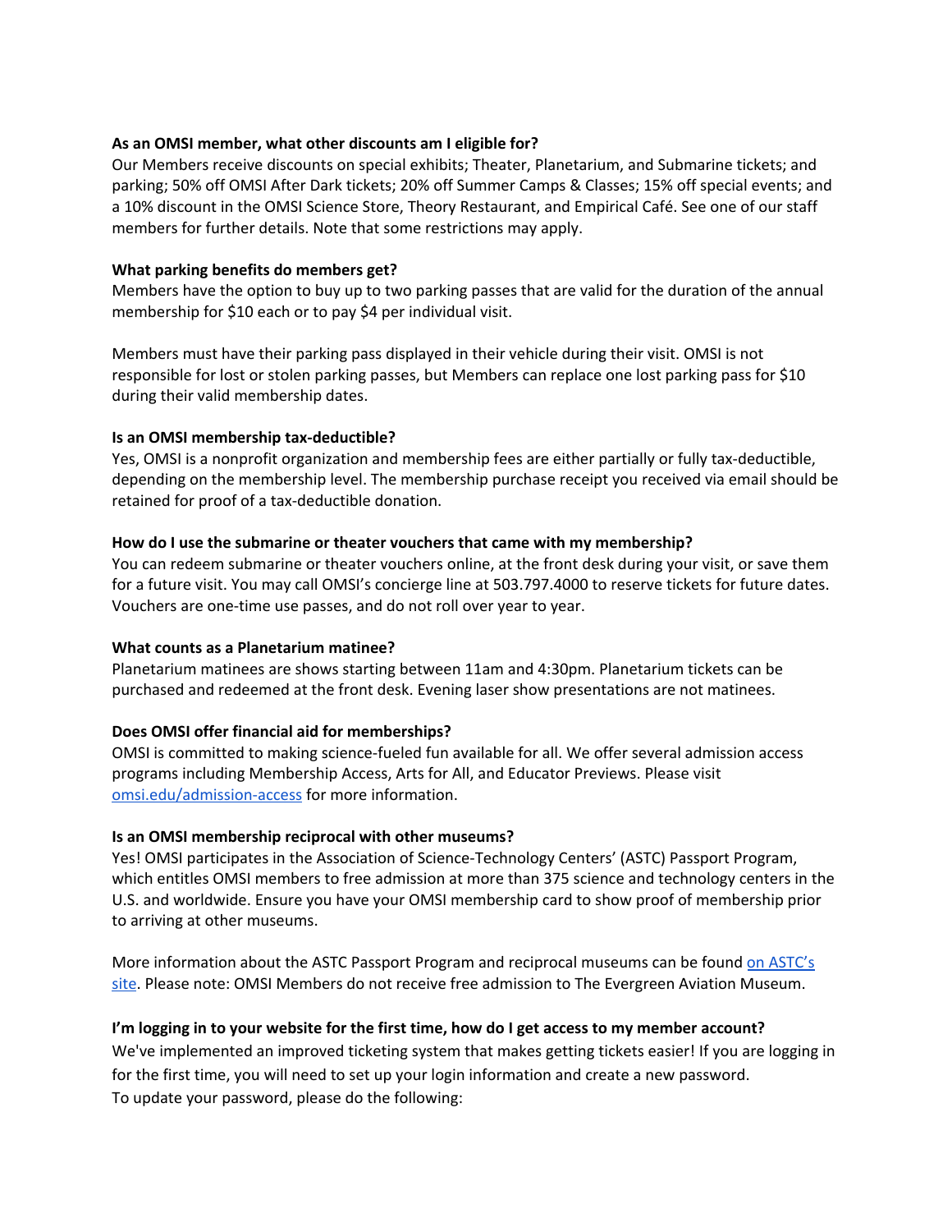**As an OMSI member, what other discounts am I eligible for?**

Our Members receive discounts on special exhibits; Theater, Planetarium, and Submarine tickets; and parking; 50% off OMSI After Dark tickets; 20% off Summer Camps & Classes; 15% off special events; and a 10% discount in the OMSI Science Store, Theory Restaurant, and Empirical Café. See one of our staff members for further details. Note that some restrictions may apply.

**What parking benefits do members get?**

Members have the option to buy up to two parking passes that are valid for the duration of the annual membership for $10 each or to pay $4 per individual visit.

Members must have their parking pass displayed in their vehicle during their visit. OMSI is not responsible for lost or stolen parking passes, but Members can replace one lost parking pass for $10 during their valid membership dates.

**Is an OMSI membership tax-deductible?**

Yes, OMSI is a nonprofit organization and membership fees are either partially or fully tax-deductible, depending on the membership level. The membership purchase receipt you received via email should be retained for proof of a tax-deductible donation.

**How do I use the submarine or theater vouchers that came with my membership?**

You can redeem submarine or theater vouchers online, at the front desk during your visit, or save them for a future visit. You may call OMSI's concierge line at 503.797.4000 to reserve tickets for future dates. Vouchers are one-time use passes, and do not roll over year to year.

**What counts as a Planetarium matinee?**

Planetarium matinees are shows starting between 11am and 4:30pm. Planetarium tickets can be purchased and redeemed at the front desk. Evening laser show presentations are not matinees.

**Does OMSI offer financial aid for memberships?**

OMSI is committed to making science-fueled fun available for all. We offer several admission access programs including Membership Access, Arts for All, and Educator Previews. Please visit [omsi.edu/admission-access](omsi.edu/admission-access) for more information.

**Is an OMSI membership reciprocal with other museums?**

Yes! OMSI participates in the Association of Science-Technology Centers' (ASTC) Passport Program, which entitles OMSI members to free admission at more than 375 science and technology centers in the U.S. and worldwide. Ensure you have your OMSI membership card to show proof of membership prior to arriving at other museums.

More information about the ASTC Passport Program and reciprocal museums can be found on ASTC's site. Please note: OMSI Members do not receive free admission to The Evergreen Aviation Museum.

**I'm logging in to your website for the first time, how do I get access to my member account?**

We've implemented an improved ticketing system that makes getting tickets easier! If you are logging in for the first time, you will need to set up your login information and create a new password.
To update your password, please do the following: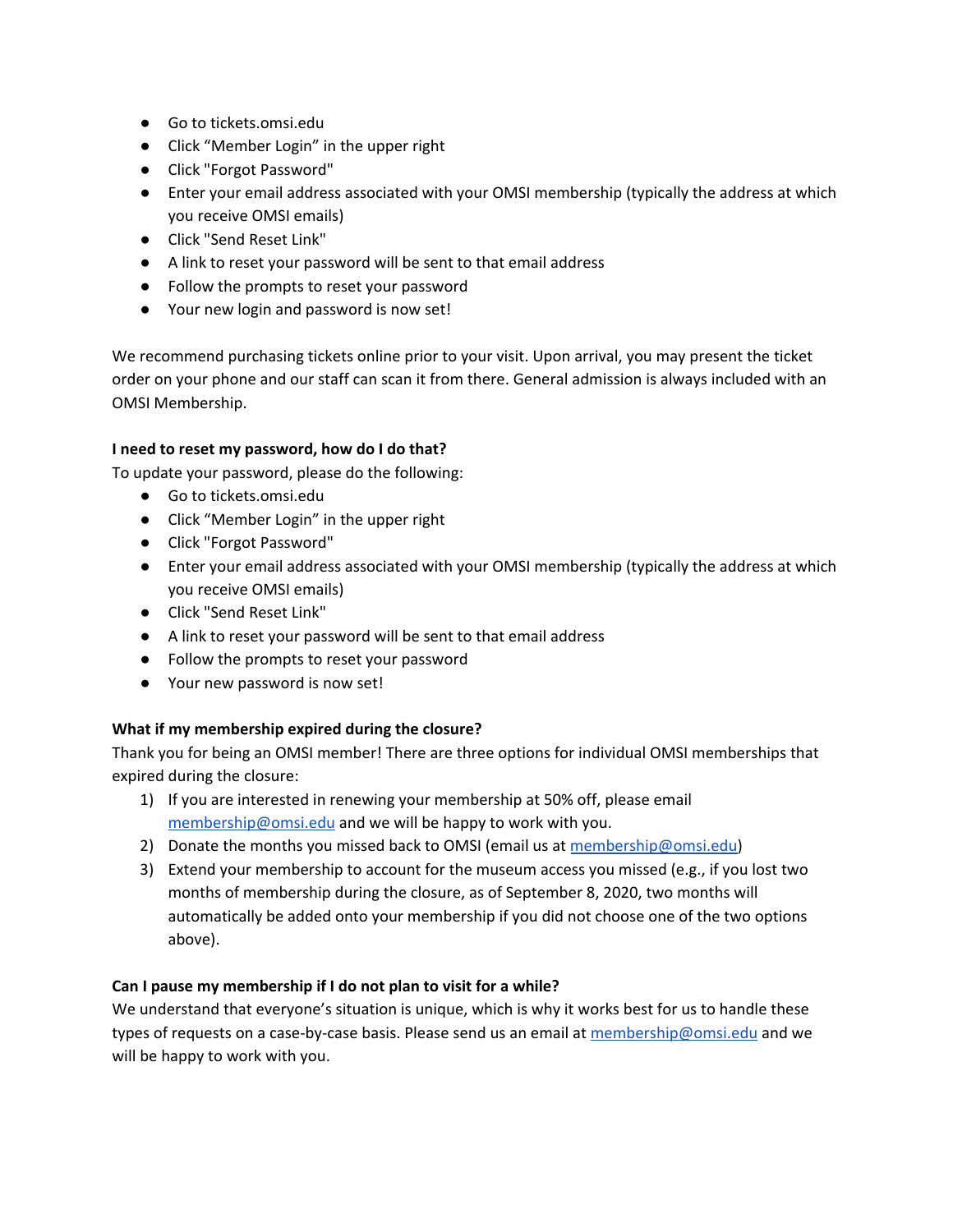- Go to tickets.omsi.edu
- Click "Member Login" in the upper right
- Click "Forgot Password"
- Enter your email address associated with your OMSI membership (typically the address at which you receive OMSI emails)
- Click "Send Reset Link"
- A link to reset your password will be sent to that email address
- Follow the prompts to reset your password
- Your new login and password is now set!

We recommend purchasing tickets online prior to your visit. Upon arrival, you may present the ticket order on your phone and our staff can scan it from there. General admission is always included with an OMSI Membership.

**I need to reset my password, how do I do that?**

To update your password, please do the following:

- Go to tickets.omsi.edu
- Click "Member Login" in the upper right
- Click "Forgot Password"
- Enter your email address associated with your OMSI membership (typically the address at which you receive OMSI emails)
- Click "Send Reset Link"
- A link to reset your password will be sent to that email address
- Follow the prompts to reset your password
- Your new password is now set!

**What if my membership expired during the closure?**

Thank you for being an OMSI member! There are three options for individual OMSI memberships that expired during the closure:

1) If you are interested in renewing your membership at 50% off, please email membership@omsi.edu and we will be happy to work with you.
2) Donate the months you missed back to OMSI (email us at membership@omsi.edu)
3) Extend your membership to account for the museum access you missed (e.g., if you lost two months of membership during the closure, as of September 8, 2020, two months will automatically be added onto your membership if you did not choose one of the two options above).

**Can I pause my membership if I do not plan to visit for a while?**

We understand that everyone's situation is unique, which is why it works best for us to handle these types of requests on a case-by-case basis. Please send us an email at membership@omsi.edu and we will be happy to work with you.